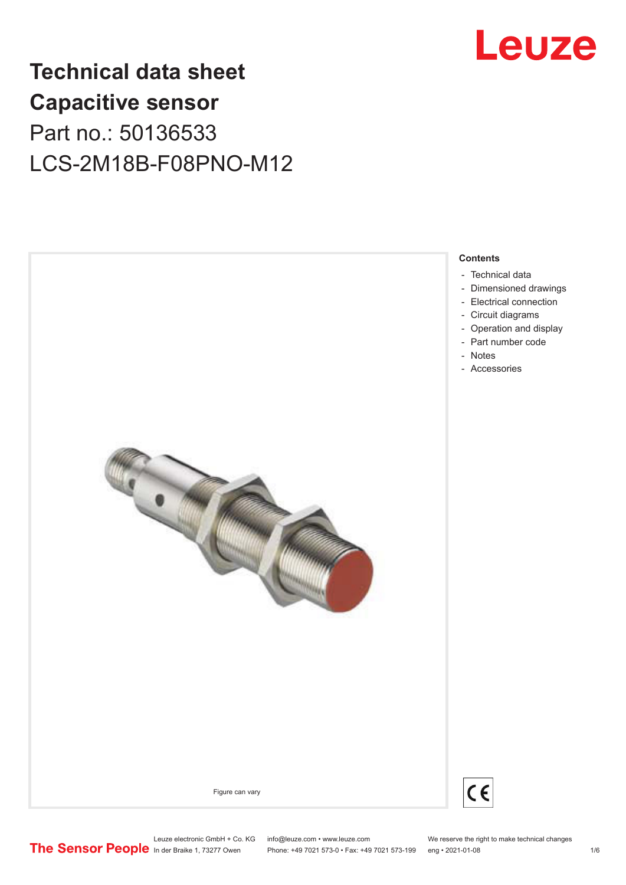# Technical data sheet
# Capacitive sensor

Part no.: 50136533

LCS-2M18B-F08PNO-M12

Figure can vary

**Contents**

- Technical data
- Dimensioned drawings
- Electrical connection
- Circuit diagrams
- Operation and display
- Part number code
- Notes
- Accessories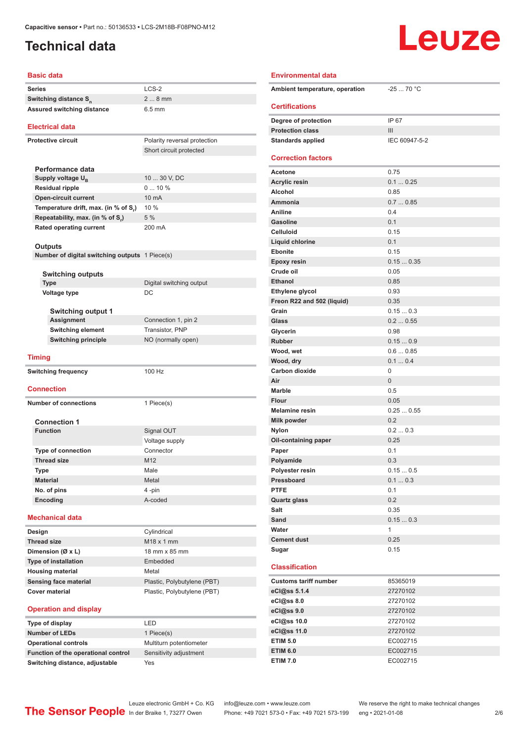Capacitive sensor • Part no.: 50136533 • LCS-2M18B-F08PNO-M12

# Technical data

## Basic data

| | |
|---|---|
| Series | LCS-2 |
| Switching distance $S_n$ | 2 ... 8 mm |
| Assured switching distance | 6.5 mm |

## Electrical data

| | |
|---|---|
| Protective circuit | Polarity reversal protection |
| | Short circuit protected |

### Performance data

| | |
|---|---|
| Supply voltage $U_B$ | 10 ... 30 V, DC |
| Residual ripple | 0 ... 10 % |
| Open-circuit current | 10 mA |
| Temperature drift, max. (in % of $S_r$) | 10 % |
| Repeatability, max. (in % of $S_r$) | 5 % |
| Rated operating current | 200 mA |

### Outputs

| | |
|---|---|
| Number of digital switching outputs | 1 Piece(s) |

#### Switching outputs

| | |
|---|---|
| Type | Digital switching output |
| Voltage type | DC |

##### Switching output 1

| | |
|---|---|
| Assignment | Connection 1, pin 2 |
| Switching element | Transistor, PNP |
| Switching principle | NO (normally open) |

## Timing

| | |
|---|---|
| Switching frequency | 100 Hz |

## Connection

| | |
|---|---|
| Number of connections | 1 Piece(s) |

### Connection 1

| | |
|---|---|
| Function | Signal OUT |
| | Voltage supply |
| Type of connection | Connector |
| Thread size | M12 |
| Type | Male |
| Material | Metal |
| No. of pins | 4 -pin |
| Encoding | A-coded |

## Mechanical data

| | |
|---|---|
| Design | Cylindrical |
| Thread size | M18 x 1 mm |
| Dimension (Ø x L) | 18 mm x 85 mm |
| Type of installation | Embedded |
| Housing material | Metal |
| Sensing face material | Plastic, Polybutylene (PBT) |
| Cover material | Plastic, Polybutylene (PBT) |

## Operation and display

| | |
|---|---|
| Type of display | LED |
| Number of LEDs | 1 Piece(s) |
| Operational controls | Multiturn potentiometer |
| Function of the operational control | Sensitivity adjustment |
| Switching distance, adjustable | Yes |

## Environmental data

| | |
|---|---|
| Ambient temperature, operation | -25 ... 70 °C |

## Certifications

| | |
|---|---|
| Degree of protection | IP 67 |
| Protection class | III |
| Standards applied | IEC 60947-5-2 |

## Correction factors

| | |
|---|---|
| Acetone | 0.75 |
| Acrylic resin | 0.1 ... 0.25 |
| Alcohol | 0.85 |
| Ammonia | 0.7 ... 0.85 |
| Aniline | 0.4 |
| Gasoline | 0.1 |
| Celluloid | 0.15 |
| Liquid chlorine | 0.1 |
| Ebonite | 0.15 |
| Epoxy resin | 0.15 ... 0.35 |
| Crude oil | 0.05 |
| Ethanol | 0.85 |
| Ethylene glycol | 0.93 |
| Freon R22 and 502 (liquid) | 0.35 |
| Grain | 0.15 ... 0.3 |
| Glass | 0.2 ... 0.55 |
| Glycerin | 0.98 |
| Rubber | 0.15 ... 0.9 |
| Wood, wet | 0.6 ... 0.85 |
| Wood, dry | 0.1 ... 0.4 |
| Carbon dioxide | 0 |
| Air | 0 |
| Marble | 0.5 |
| Flour | 0.05 |
| Melamine resin | 0.25 ... 0.55 |
| Milk powder | 0.2 |
| Nylon | 0.2 ... 0.3 |
| Oil-containing paper | 0.25 |
| Paper | 0.1 |
| Polyamide | 0.3 |
| Polyester resin | 0.15 ... 0.5 |
| Pressboard | 0.1 ... 0.3 |
| PTFE | 0.1 |
| Quartz glass | 0.2 |
| Salt | 0.35 |
| Sand | 0.15 ... 0.3 |
| Water | 1 |
| Cement dust | 0.25 |
| Sugar | 0.15 |

## Classification

| | |
|---|---|
| Customs tariff number | 85365019 |
| eCl@ss 5.1.4 | 27270102 |
| eCl@ss 8.0 | 27270102 |
| eCl@ss 9.0 | 27270102 |
| eCl@ss 10.0 | 27270102 |
| eCl@ss 11.0 | 27270102 |
| ETIM 5.0 | EC002715 |
| ETIM 6.0 | EC002715 |
| ETIM 7.0 | EC002715 |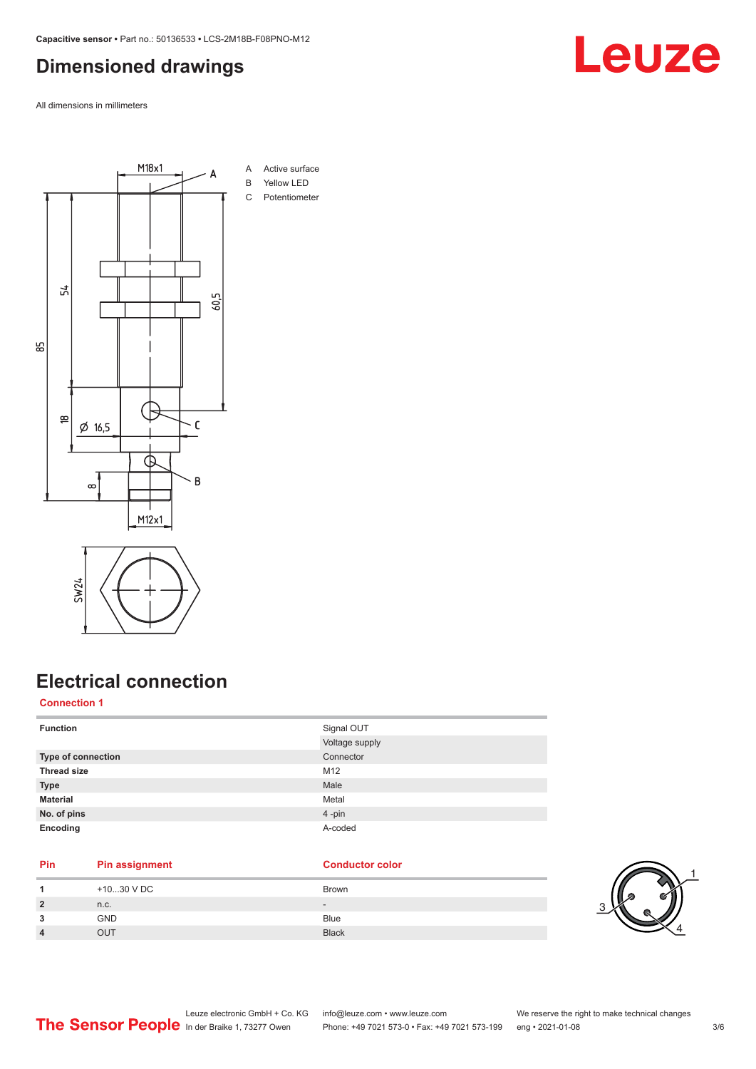# Dimensioned drawings

All dimensions in millimeters

A Active surface
B Yellow LED
C Potentiometer

# Electrical connection

## Connection 1

| Function | Signal OUT |
|---|---|
| | Voltage supply |
| **Type of connection** | Connector |
| **Thread size** | M12 |
| **Type** | Male |
| **Material** | Metal |
| **No. of pins** | 4 -pin |
| **Encoding** | A-coded |

| Pin | Pin assignment | Conductor color |
|---|---|---|
| **1** | +10...30 V DC | Brown |
| **2** | n.c. | - |
| **3** | GND | Blue |
| **4** | OUT | Black |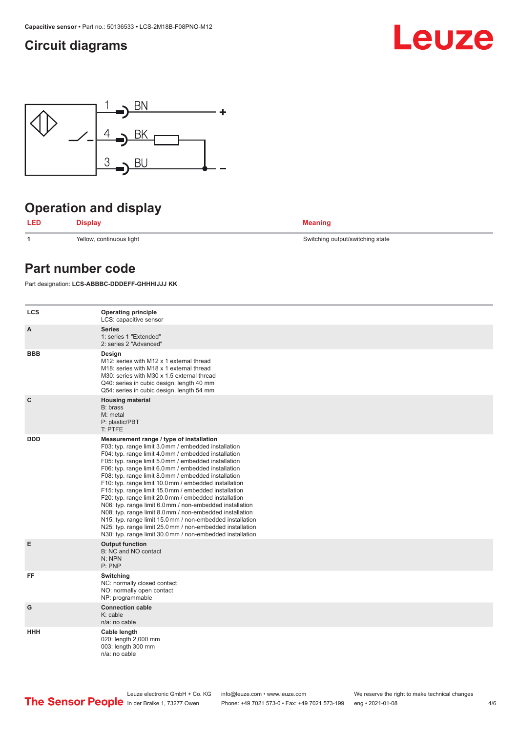## Circuit diagrams

1 BN +
4 BK
3 BU −

## Operation and display

| LED | Display | Meaning |
|---|---|---|
| 1 | Yellow, continuous light | Switching output/switching state |

## Part number code

Part designation: **LCS-ABBBC-DDDEFF-GHHHIJJJ KK**

| | |
|---|---|
| LCS | **Operating principle**<br>LCS: capacitive sensor |
| A | **Series**<br>1: series 1 "Extended"<br>2: series 2 "Advanced" |
| BBB | **Design**<br>M12: series with M12 x 1 external thread<br>M18: series with M18 x 1 external thread<br>M30: series with M30 x 1.5 external thread<br>Q40: series in cubic design, length 40 mm<br>Q54: series in cubic design, length 54 mm |
| C | **Housing material**<br>B: brass<br>M: metal<br>P: plastic/PBT<br>T: PTFE |
| DDD | **Measurement range / type of installation**<br>F03: typ. range limit 3.0 mm / embedded installation<br>F04: typ. range limit 4.0 mm / embedded installation<br>F05: typ. range limit 5.0 mm / embedded installation<br>F06: typ. range limit 6.0 mm / embedded installation<br>F08: typ. range limit 8.0 mm / embedded installation<br>F10: typ. range limit 10.0 mm / embedded installation<br>F15: typ. range limit 15.0 mm / embedded installation<br>F20: typ. range limit 20.0 mm / embedded installation<br>N06: typ. range limit 6.0 mm / non-embedded installation<br>N08: typ. range limit 8.0 mm / non-embedded installation<br>N15: typ. range limit 15.0 mm / non-embedded installation<br>N25: typ. range limit 25.0 mm / non-embedded installation<br>N30: typ. range limit 30.0 mm / non-embedded installation |
| E | **Output function**<br>B: NC and NO contact<br>N: NPN<br>P: PNP |
| FF | **Switching**<br>NC: normally closed contact<br>NO: normally open contact<br>NP: programmable |
| G | **Connection cable**<br>K: cable<br>n/a: no cable |
| HHH | **Cable length**<br>020: length 2,000 mm<br>003: length 300 mm<br>n/a: no cable |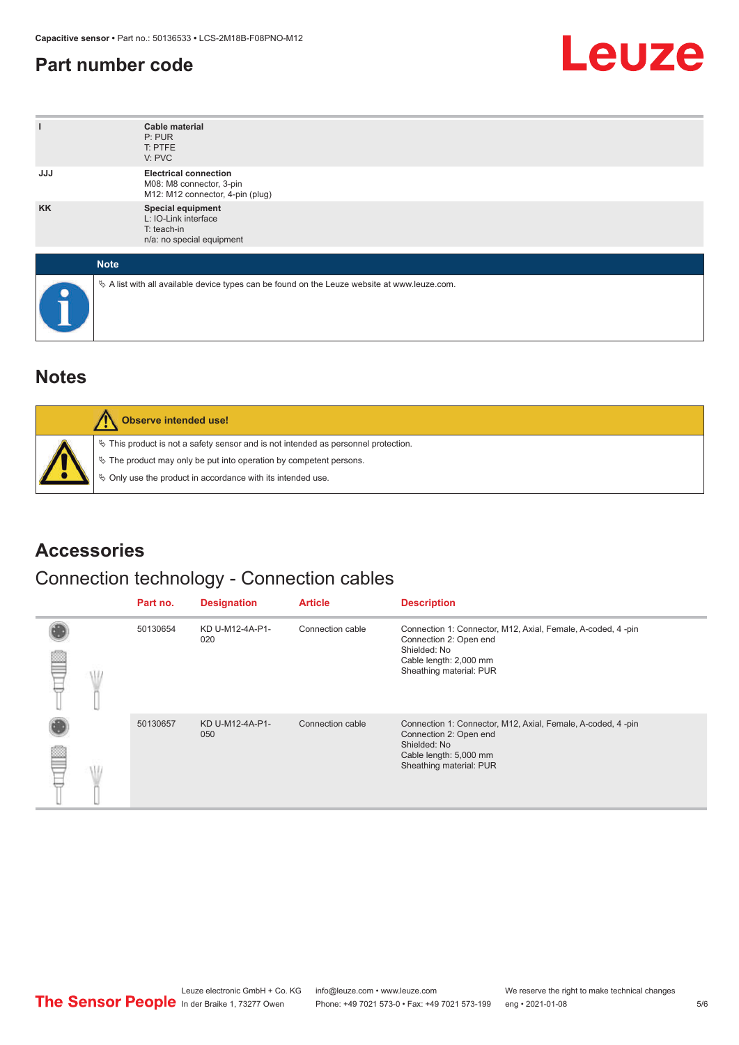## Part number code

| | |
|---|---|
| I | **Cable material**<br>P: PUR<br>T: PTFE<br>V: PVC |
| JJJ | **Electrical connection**<br>M08: M8 connector, 3-pin<br>M12: M12 connector, 4-pin (plug) |
| KK | **Special equipment**<br>L: IO-Link interface<br>T: teach-in<br>n/a: no special equipment |

**Note**

- A list with all available device types can be found on the Leuze website at www.leuze.com.

## Notes

**Observe intended use!**

- This product is not a safety sensor and is not intended as personnel protection.
- The product may only be put into operation by competent persons.
- Only use the product in accordance with its intended use.

## Accessories

### Connection technology - Connection cables

| Part no. | Designation | Article | Description |
|---|---|---|---|
| 50130654 | KD U-M12-4A-P1-020 | Connection cable | Connection 1: Connector, M12, Axial, Female, A-coded, 4 -pin<br>Connection 2: Open end<br>Shielded: No<br>Cable length: 2,000 mm<br>Sheathing material: PUR |
| 50130657 | KD U-M12-4A-P1-050 | Connection cable | Connection 1: Connector, M12, Axial, Female, A-coded, 4 -pin<br>Connection 2: Open end<br>Shielded: No<br>Cable length: 5,000 mm<br>Sheathing material: PUR |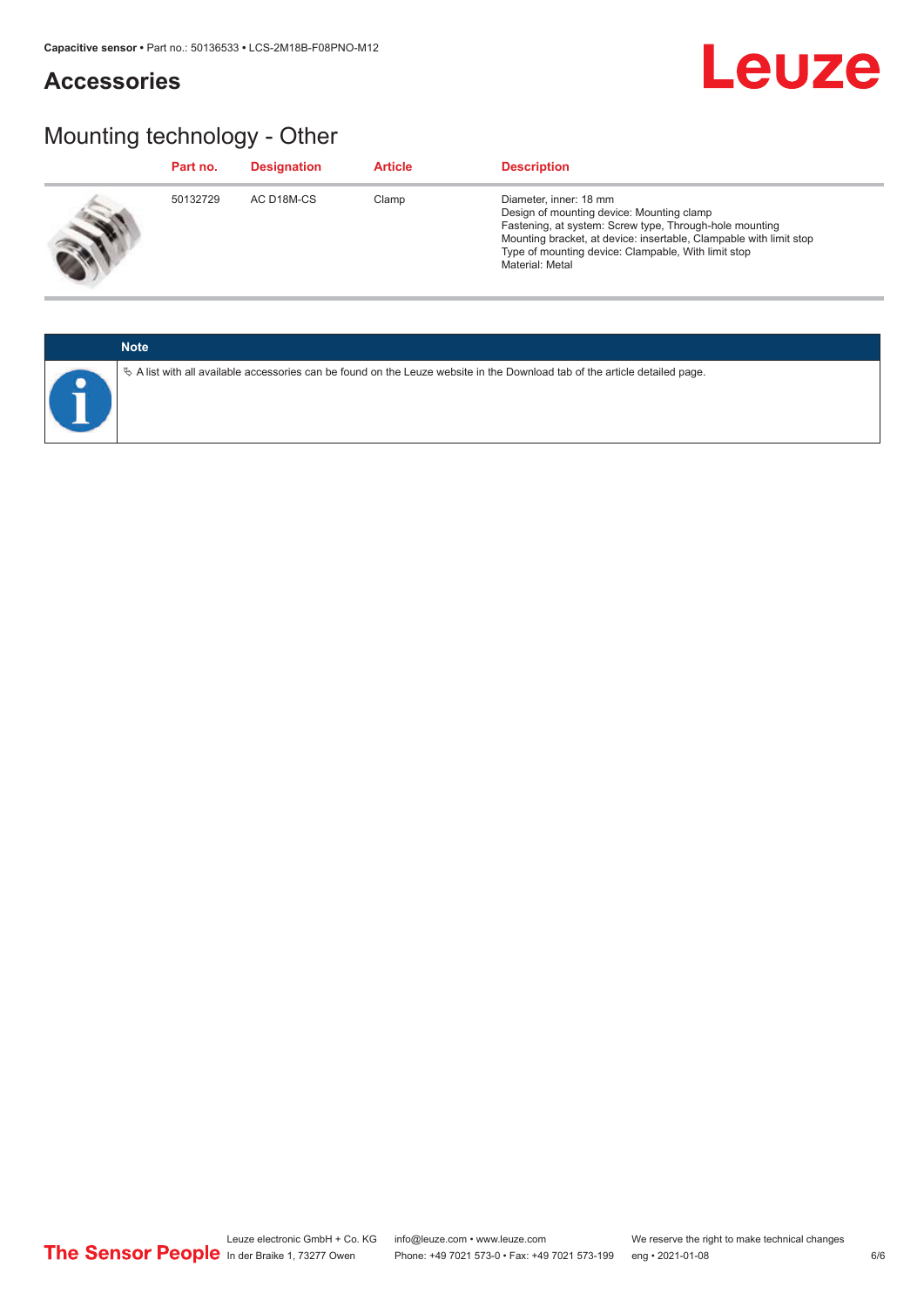## Accessories

# Mounting technology - Other

| | Part no. | Designation | Article | Description |
|---|---|---|---|---|
| | 50132729 | AC D18M-CS | Clamp | Diameter, inner: 18 mm<br>Design of mounting device: Mounting clamp<br>Fastening, at system: Screw type, Through-hole mounting<br>Mounting bracket, at device: insertable, Clampable with limit stop<br>Type of mounting device: Clampable, With limit stop<br>Material: Metal |

**Note**

🔖 A list with all available accessories can be found on the Leuze website in the Download tab of the article detailed page.